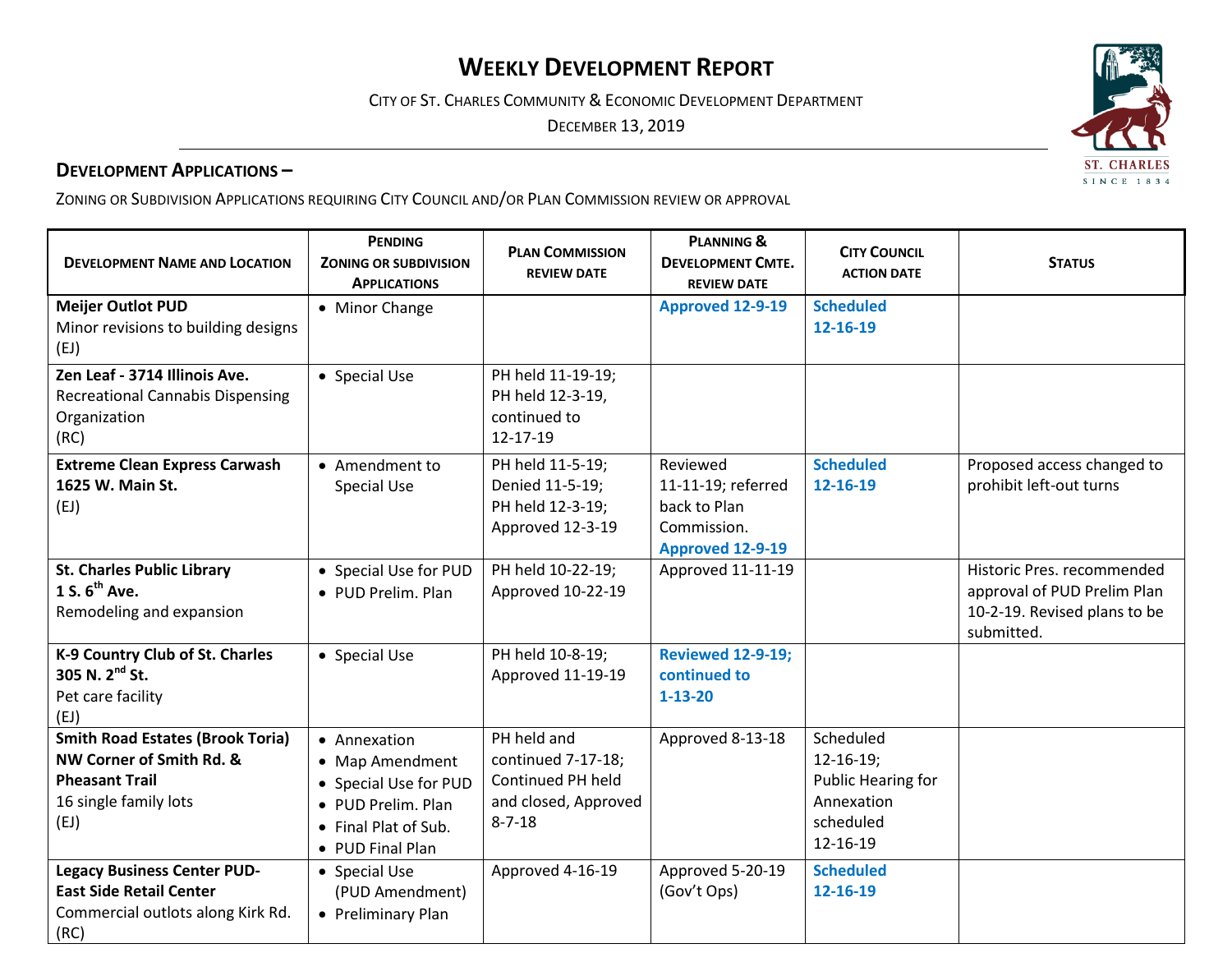# Weekly Development Report

City of St. Charles Community & Economic Development Department

December 13, 2019

## Development Applications –

Zoning or Subdivision Applications requiring City Council and/or Plan Commission review or approval

| Development Name and Location | Pending Zoning or Subdivision Applications | Plan Commission Review Date | Planning & Development Cmte. Review Date | City Council Action Date | Status |
|---|---|---|---|---|---|
| **Meijer Outlot PUD**<br>Minor revisions to building designs<br>(EJ) | • Minor Change | | **Approved 12-9-19** | **Scheduled 12-16-19** | |
| **Zen Leaf - 3714 Illinois Ave.**<br>Recreational Cannabis Dispensing Organization<br>(RC) | • Special Use | PH held 11-19-19; PH held 12-3-19, continued to 12-17-19 | | | |
| **Extreme Clean Express Carwash**<br>**1625 W. Main St.**<br>(EJ) | • Amendment to Special Use | PH held 11-5-19; Denied 11-5-19; PH held 12-3-19; Approved 12-3-19 | Reviewed 11-11-19; referred back to Plan Commission. **Approved 12-9-19** | **Scheduled 12-16-19** | Proposed access changed to prohibit left-out turns |
| **St. Charles Public Library**<br>**1 S. 6th Ave.**<br>Remodeling and expansion | • Special Use for PUD<br>• PUD Prelim. Plan | PH held 10-22-19; Approved 10-22-19 | Approved 11-11-19 | | Historic Pres. recommended approval of PUD Prelim Plan 10-2-19. Revised plans to be submitted. |
| **K-9 Country Club of St. Charles**<br>**305 N. 2nd St.**<br>Pet care facility<br>(EJ) | • Special Use | PH held 10-8-19; Approved 11-19-19 | **Reviewed 12-9-19; continued to 1-13-20** | | |
| **Smith Road Estates (Brook Toria)**<br>**NW Corner of Smith Rd. & Pheasant Trail**<br>16 single family lots<br>(EJ) | • Annexation<br>• Map Amendment<br>• Special Use for PUD<br>• PUD Prelim. Plan<br>• Final Plat of Sub.<br>• PUD Final Plan | PH held and continued 7-17-18; Continued PH held and closed, Approved 8-7-18 | Approved 8-13-18 | Scheduled 12-16-19; Public Hearing for Annexation scheduled 12-16-19 | |
| **Legacy Business Center PUD-**<br>**East Side Retail Center**<br>Commercial outlots along Kirk Rd.<br>(RC) | • Special Use (PUD Amendment)<br>• Preliminary Plan | Approved 4-16-19 | Approved 5-20-19 (Gov't Ops) | **Scheduled 12-16-19** | |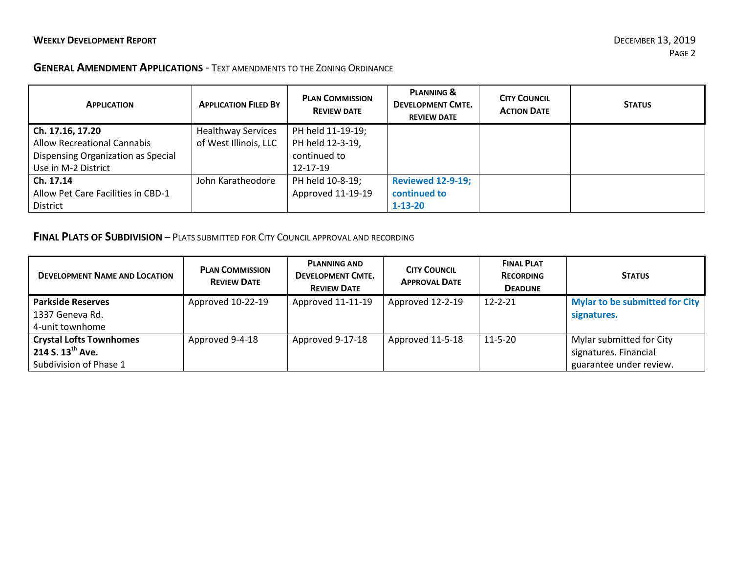## General Amendment Applications - Text amendments to the Zoning Ordinance

| Application | Application Filed By | Plan Commission Review Date | Planning & Development Cmte. Review Date | City Council Action Date | Status |
|---|---|---|---|---|---|
| **Ch. 17.16, 17.20** Allow Recreational Cannabis Dispensing Organization as Special Use in M-2 District | Healthway Services of West Illinois, LLC | PH held 11-19-19; PH held 12-3-19, continued to 12-17-19 | | | |
| **Ch. 17.14** Allow Pet Care Facilities in CBD-1 District | John Karatheodore | PH held 10-8-19; Approved 11-19-19 | **Reviewed 12-9-19; continued to 1-13-20** | | |

## Final Plats of Subdivision – Plats submitted for City Council approval and recording

| Development Name and Location | Plan Commission Review Date | Planning and Development Cmte. Review Date | City Council Approval Date | Final Plat Recording Deadline | Status |
|---|---|---|---|---|---|
| **Parkside Reserves** 1337 Geneva Rd. 4-unit townhome | Approved 10-22-19 | Approved 11-11-19 | Approved 12-2-19 | 12-2-21 | **Mylar to be submitted for City signatures.** |
| **Crystal Lofts Townhomes** **214 S. 13th Ave.** Subdivision of Phase 1 | Approved 9-4-18 | Approved 9-17-18 | Approved 11-5-18 | 11-5-20 | Mylar submitted for City signatures. Financial guarantee under review. |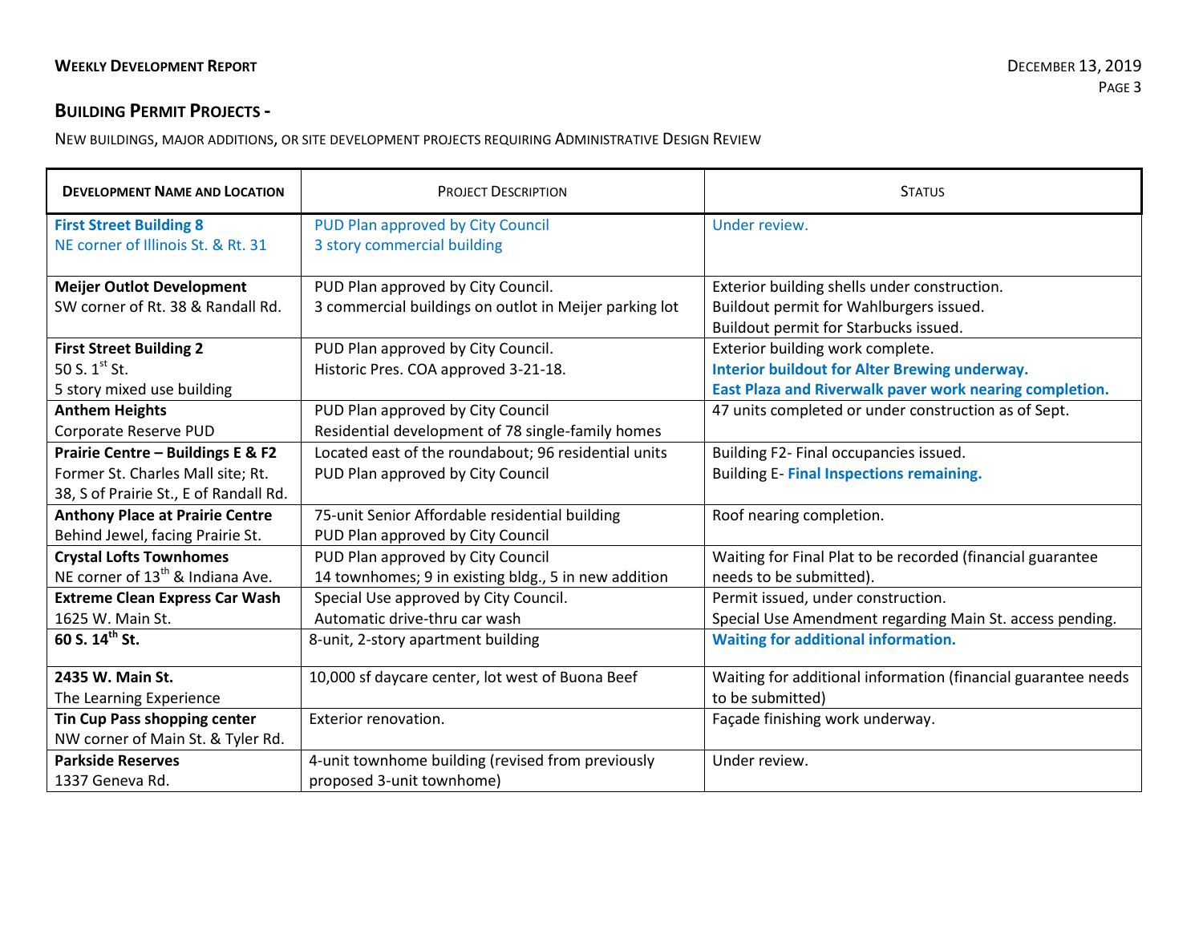## Building Permit Projects -

New buildings, major additions, or site development projects requiring Administrative Design Review

| Development Name and Location | Project Description | Status |
| --- | --- | --- |
| **First Street Building 8**<br>NE corner of Illinois St. & Rt. 31 | PUD Plan approved by City Council<br>3 story commercial building | Under review. |
| **Meijer Outlot Development**<br>SW corner of Rt. 38 & Randall Rd. | PUD Plan approved by City Council.<br>3 commercial buildings on outlot in Meijer parking lot | Exterior building shells under construction.<br>Buildout permit for Wahlburgers issued.<br>Buildout permit for Starbucks issued. |
| **First Street Building 2**<br>50 S. 1st St.<br>5 story mixed use building | PUD Plan approved by City Council.<br>Historic Pres. COA approved 3-21-18. | Exterior building work complete.<br>**Interior buildout for Alter Brewing underway.**<br>**East Plaza and Riverwalk paver work nearing completion.** |
| **Anthem Heights**<br>Corporate Reserve PUD | PUD Plan approved by City Council<br>Residential development of 78 single-family homes | 47 units completed or under construction as of Sept. |
| **Prairie Centre – Buildings E & F2**<br>Former St. Charles Mall site; Rt. 38, S of Prairie St., E of Randall Rd. | Located east of the roundabout; 96 residential units<br>PUD Plan approved by City Council | Building F2- Final occupancies issued.<br>Building E- **Final Inspections remaining.** |
| **Anthony Place at Prairie Centre**<br>Behind Jewel, facing Prairie St. | 75-unit Senior Affordable residential building<br>PUD Plan approved by City Council | Roof nearing completion. |
| **Crystal Lofts Townhomes**<br>NE corner of 13th & Indiana Ave. | PUD Plan approved by City Council<br>14 townhomes; 9 in existing bldg., 5 in new addition | Waiting for Final Plat to be recorded (financial guarantee needs to be submitted). |
| **Extreme Clean Express Car Wash**<br>1625 W. Main St. | Special Use approved by City Council.<br>Automatic drive-thru car wash | Permit issued, under construction.<br>Special Use Amendment regarding Main St. access pending. |
| **60 S. 14th St.** | 8-unit, 2-story apartment building | **Waiting for additional information.** |
| **2435 W. Main St.**<br>The Learning Experience | 10,000 sf daycare center, lot west of Buona Beef | Waiting for additional information (financial guarantee needs to be submitted) |
| **Tin Cup Pass shopping center**<br>NW corner of Main St. & Tyler Rd. | Exterior renovation. | Façade finishing work underway. |
| **Parkside Reserves**<br>1337 Geneva Rd. | 4-unit townhome building (revised from previously proposed 3-unit townhome) | Under review. |